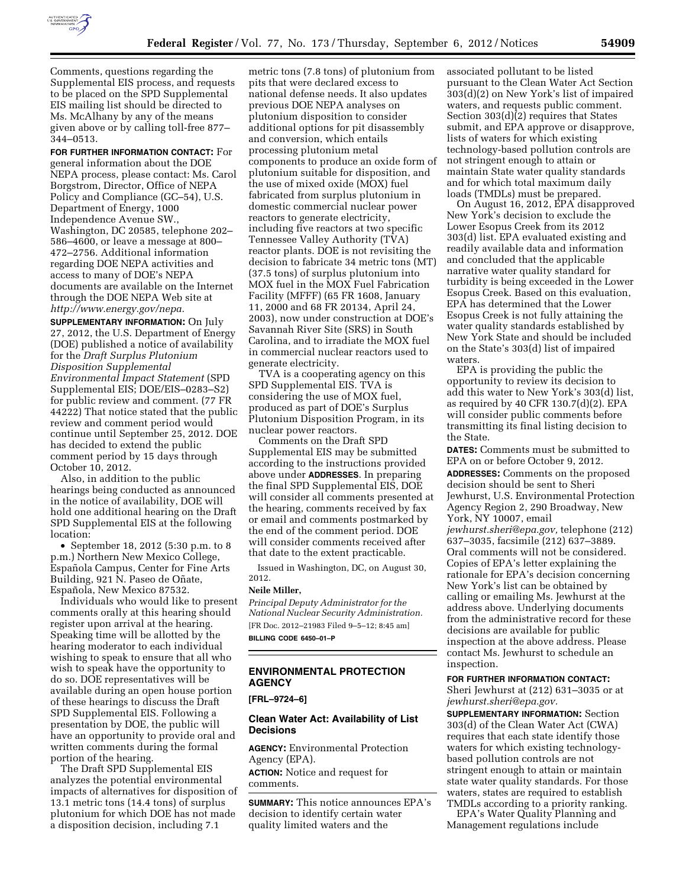Comments, questions regarding the Supplemental EIS process, and requests to be placed on the SPD Supplemental EIS mailing list should be directed to Ms. McAlhany by any of the means given above or by calling toll-free 877–344–0513.

**FOR FURTHER INFORMATION CONTACT:** For general information about the DOE NEPA process, please contact: Ms. Carol Borgstrom, Director, Office of NEPA Policy and Compliance (GC–54), U.S. Department of Energy, 1000 Independence Avenue SW., Washington, DC 20585, telephone 202–586–4600, or leave a message at 800–472–2756. Additional information regarding DOE NEPA activities and access to many of DOE's NEPA documents are available on the Internet through the DOE NEPA Web site at *http://www.energy.gov/nepa.*

**SUPPLEMENTARY INFORMATION:** On July 27, 2012, the U.S. Department of Energy (DOE) published a notice of availability for the *Draft Surplus Plutonium Disposition Supplemental Environmental Impact Statement* (SPD Supplemental EIS; DOE/EIS–0283–S2) for public review and comment. (77 FR 44222) That notice stated that the public review and comment period would continue until September 25, 2012. DOE has decided to extend the public comment period by 15 days through October 10, 2012.

Also, in addition to the public hearings being conducted as announced in the notice of availability, DOE will hold one additional hearing on the Draft SPD Supplemental EIS at the following location:

• September 18, 2012 (5:30 p.m. to 8 p.m.) Northern New Mexico College, Española Campus, Center for Fine Arts Building, 921 N. Paseo de Oñate, Española, New Mexico 87532.

Individuals who would like to present comments orally at this hearing should register upon arrival at the hearing. Speaking time will be allotted by the hearing moderator to each individual wishing to speak to ensure that all who wish to speak have the opportunity to do so. DOE representatives will be available during an open house portion of these hearings to discuss the Draft SPD Supplemental EIS. Following a presentation by DOE, the public will have an opportunity to provide oral and written comments during the formal portion of the hearing.

The Draft SPD Supplemental EIS analyzes the potential environmental impacts of alternatives for disposition of 13.1 metric tons (14.4 tons) of surplus plutonium for which DOE has not made a disposition decision, including 7.1 metric tons (7.8 tons) of plutonium from pits that were declared excess to national defense needs. It also updates previous DOE NEPA analyses on plutonium disposition to consider additional options for pit disassembly and conversion, which entails processing plutonium metal components to produce an oxide form of plutonium suitable for disposition, and the use of mixed oxide (MOX) fuel fabricated from surplus plutonium in domestic commercial nuclear power reactors to generate electricity, including five reactors at two specific Tennessee Valley Authority (TVA) reactor plants. DOE is not revisiting the decision to fabricate 34 metric tons (MT) (37.5 tons) of surplus plutonium into MOX fuel in the MOX Fuel Fabrication Facility (MFFF) (65 FR 1608, January 11, 2000 and 68 FR 20134, April 24, 2003), now under construction at DOE's Savannah River Site (SRS) in South Carolina, and to irradiate the MOX fuel in commercial nuclear reactors used to generate electricity.

TVA is a cooperating agency on this SPD Supplemental EIS. TVA is considering the use of MOX fuel, produced as part of DOE's Surplus Plutonium Disposition Program, in its nuclear power reactors.

Comments on the Draft SPD Supplemental EIS may be submitted according to the instructions provided above under **ADDRESSES**. In preparing the final SPD Supplemental EIS, DOE will consider all comments presented at the hearing, comments received by fax or email and comments postmarked by the end of the comment period. DOE will consider comments received after that date to the extent practicable.

Issued in Washington, DC, on August 30, 2012.

**Neile Miller,**

*Principal Deputy Administrator for the National Nuclear Security Administration.*

[FR Doc. 2012–21983 Filed 9–5–12; 8:45 am]

**BILLING CODE 6450–01–P**

## ENVIRONMENTAL PROTECTION AGENCY

**[FRL–9724–6]**

### Clean Water Act: Availability of List Decisions

**AGENCY:** Environmental Protection Agency (EPA).

**ACTION:** Notice and request for comments.

**SUMMARY:** This notice announces EPA's decision to identify certain water quality limited waters and the associated pollutant to be listed pursuant to the Clean Water Act Section 303(d)(2) on New York's list of impaired waters, and requests public comment. Section 303(d)(2) requires that States submit, and EPA approve or disapprove, lists of waters for which existing technology-based pollution controls are not stringent enough to attain or maintain State water quality standards and for which total maximum daily loads (TMDLs) must be prepared.

On August 16, 2012, EPA disapproved New York's decision to exclude the Lower Esopus Creek from its 2012 303(d) list. EPA evaluated existing and readily available data and information and concluded that the applicable narrative water quality standard for turbidity is being exceeded in the Lower Esopus Creek. Based on this evaluation, EPA has determined that the Lower Esopus Creek is not fully attaining the water quality standards established by New York State and should be included on the State's 303(d) list of impaired waters.

EPA is providing the public the opportunity to review its decision to add this water to New York's 303(d) list, as required by 40 CFR 130.7(d)(2). EPA will consider public comments before transmitting its final listing decision to the State.

**DATES:** Comments must be submitted to EPA on or before October 9, 2012.

**ADDRESSES:** Comments on the proposed decision should be sent to Sheri Jewhurst, U.S. Environmental Protection Agency Region 2, 290 Broadway, New York, NY 10007, email *jewhurst.sheri@epa.gov,* telephone (212) 637–3035, facsimile (212) 637–3889. Oral comments will not be considered. Copies of EPA's letter explaining the rationale for EPA's decision concerning New York's list can be obtained by calling or emailing Ms. Jewhurst at the address above. Underlying documents from the administrative record for these decisions are available for public inspection at the above address. Please contact Ms. Jewhurst to schedule an inspection.

**FOR FURTHER INFORMATION CONTACT:** Sheri Jewhurst at (212) 631–3035 or at *jewhurst.sheri@epa.gov.*

**SUPPLEMENTARY INFORMATION:** Section 303(d) of the Clean Water Act (CWA) requires that each state identify those waters for which existing technology-based pollution controls are not stringent enough to attain or maintain state water quality standards. For those waters, states are required to establish TMDLs according to a priority ranking.

EPA's Water Quality Planning and Management regulations include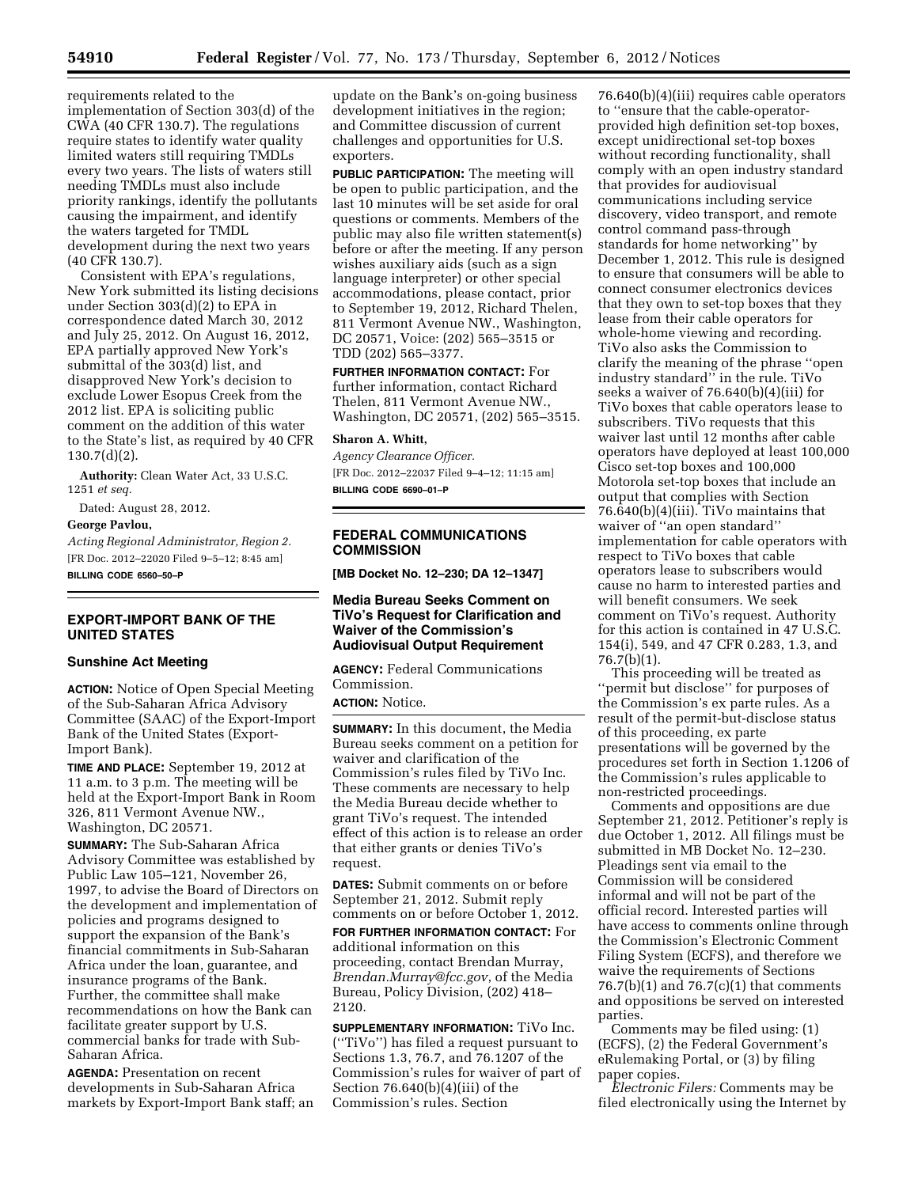requirements related to the implementation of Section 303(d) of the CWA (40 CFR 130.7). The regulations require states to identify water quality limited waters still requiring TMDLs every two years. The lists of waters still needing TMDLs must also include priority rankings, identify the pollutants causing the impairment, and identify the waters targeted for TMDL development during the next two years (40 CFR 130.7).

Consistent with EPA's regulations, New York submitted its listing decisions under Section 303(d)(2) to EPA in correspondence dated March 30, 2012 and July 25, 2012. On August 16, 2012, EPA partially approved New York's submittal of the 303(d) list, and disapproved New York's decision to exclude Lower Esopus Creek from the 2012 list. EPA is soliciting public comment on the addition of this water to the State's list, as required by 40 CFR 130.7(d)(2).

**Authority:** Clean Water Act, 33 U.S.C. 1251 *et seq.*

Dated: August 28, 2012.

**George Pavlou,**

*Acting Regional Administrator, Region 2.*

[FR Doc. 2012–22020 Filed 9–5–12; 8:45 am]

**BILLING CODE 6560–50–P**

## EXPORT-IMPORT BANK OF THE UNITED STATES

### Sunshine Act Meeting

**ACTION:** Notice of Open Special Meeting of the Sub-Saharan Africa Advisory Committee (SAAC) of the Export-Import Bank of the United States (Export-Import Bank).

**TIME AND PLACE:** September 19, 2012 at 11 a.m. to 3 p.m. The meeting will be held at the Export-Import Bank in Room 326, 811 Vermont Avenue NW., Washington, DC 20571.

**SUMMARY:** The Sub-Saharan Africa Advisory Committee was established by Public Law 105–121, November 26, 1997, to advise the Board of Directors on the development and implementation of policies and programs designed to support the expansion of the Bank's financial commitments in Sub-Saharan Africa under the loan, guarantee, and insurance programs of the Bank. Further, the committee shall make recommendations on how the Bank can facilitate greater support by U.S. commercial banks for trade with Sub-Saharan Africa.

**AGENDA:** Presentation on recent developments in Sub-Saharan Africa markets by Export-Import Bank staff; an update on the Bank's on-going business development initiatives in the region; and Committee discussion of current challenges and opportunities for U.S. exporters.

**PUBLIC PARTICIPATION:** The meeting will be open to public participation, and the last 10 minutes will be set aside for oral questions or comments. Members of the public may also file written statement(s) before or after the meeting. If any person wishes auxiliary aids (such as a sign language interpreter) or other special accommodations, please contact, prior to September 19, 2012, Richard Thelen, 811 Vermont Avenue NW., Washington, DC 20571, Voice: (202) 565–3515 or TDD (202) 565–3377.

**FURTHER INFORMATION CONTACT:** For further information, contact Richard Thelen, 811 Vermont Avenue NW., Washington, DC 20571, (202) 565–3515.

**Sharon A. Whitt,**

*Agency Clearance Officer.*

[FR Doc. 2012–22037 Filed 9–4–12; 11:15 am]

**BILLING CODE 6690–01–P**

## FEDERAL COMMUNICATIONS COMMISSION

**[MB Docket No. 12–230; DA 12–1347]**

### Media Bureau Seeks Comment on TiVo's Request for Clarification and Waiver of the Commission's Audiovisual Output Requirement

**AGENCY:** Federal Communications Commission.

**ACTION:** Notice.

**SUMMARY:** In this document, the Media Bureau seeks comment on a petition for waiver and clarification of the Commission's rules filed by TiVo Inc. These comments are necessary to help the Media Bureau decide whether to grant TiVo's request. The intended effect of this action is to release an order that either grants or denies TiVo's request.

**DATES:** Submit comments on or before September 21, 2012. Submit reply comments on or before October 1, 2012.

**FOR FURTHER INFORMATION CONTACT:** For additional information on this proceeding, contact Brendan Murray, *Brendan.Murray@fcc.gov*, of the Media Bureau, Policy Division, (202) 418–2120.

**SUPPLEMENTARY INFORMATION:** TiVo Inc. (''TiVo'') has filed a request pursuant to Sections 1.3, 76.7, and 76.1207 of the Commission's rules for waiver of part of Section 76.640(b)(4)(iii) of the Commission's rules. Section 76.640(b)(4)(iii) requires cable operators to ''ensure that the cable-operator-provided high definition set-top boxes, except unidirectional set-top boxes without recording functionality, shall comply with an open industry standard that provides for audiovisual communications including service discovery, video transport, and remote control command pass-through standards for home networking'' by December 1, 2012. This rule is designed to ensure that consumers will be able to connect consumer electronics devices that they own to set-top boxes that they lease from their cable operators for whole-home viewing and recording. TiVo also asks the Commission to clarify the meaning of the phrase ''open industry standard'' in the rule. TiVo seeks a waiver of 76.640(b)(4)(iii) for TiVo boxes that cable operators lease to subscribers. TiVo requests that this waiver last until 12 months after cable operators have deployed at least 100,000 Cisco set-top boxes and 100,000 Motorola set-top boxes that include an output that complies with Section 76.640(b)(4)(iii). TiVo maintains that waiver of ''an open standard'' implementation for cable operators with respect to TiVo boxes that cable operators lease to subscribers would cause no harm to interested parties and will benefit consumers. We seek comment on TiVo's request. Authority for this action is contained in 47 U.S.C. 154(i), 549, and 47 CFR 0.283, 1.3, and 76.7(b)(1).

This proceeding will be treated as ''permit but disclose'' for purposes of the Commission's ex parte rules. As a result of the permit-but-disclose status of this proceeding, ex parte presentations will be governed by the procedures set forth in Section 1.1206 of the Commission's rules applicable to non-restricted proceedings.

Comments and oppositions are due September 21, 2012. Petitioner's reply is due October 1, 2012. All filings must be submitted in MB Docket No. 12–230. Pleadings sent via email to the Commission will be considered informal and will not be part of the official record. Interested parties will have access to comments online through the Commission's Electronic Comment Filing System (ECFS), and therefore we waive the requirements of Sections 76.7(b)(1) and 76.7(c)(1) that comments and oppositions be served on interested parties.

Comments may be filed using: (1) (ECFS), (2) the Federal Government's eRulemaking Portal, or (3) by filing paper copies.

*Electronic Filers:* Comments may be filed electronically using the Internet by